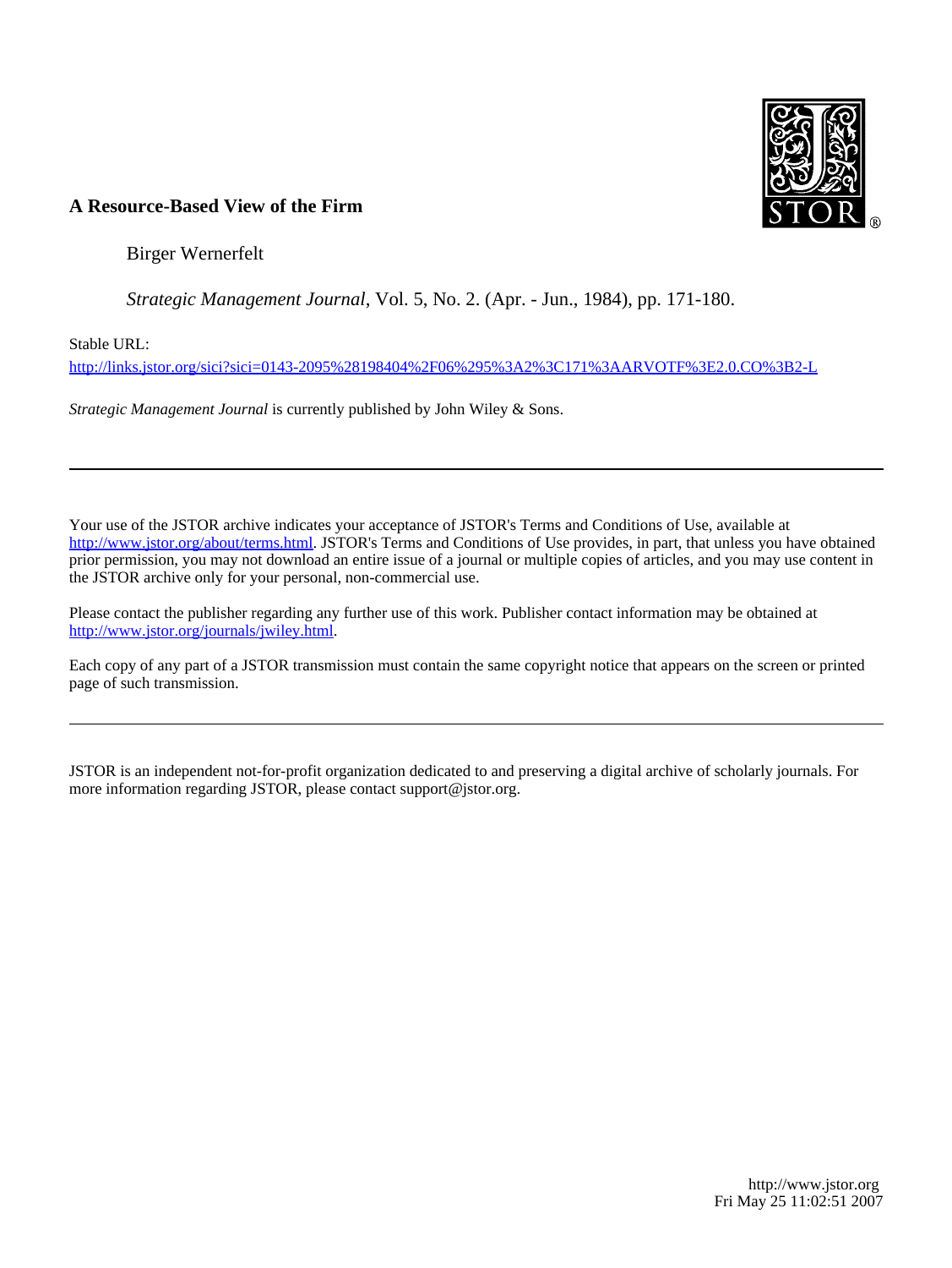**A Resource-Based View of the Firm**

Birger Wernerfelt

*Strategic Management Journal*, Vol. 5, No. 2. (Apr. - Jun., 1984), pp. 171-180.

Stable URL:

http://links.jstor.org/sici?sici=0143-2095%28198404%2F06%295%3A2%3C171%3AARVOTF%3E2.0.CO%3B2-L

*Strategic Management Journal* is currently published by John Wiley & Sons.

---

Your use of the JSTOR archive indicates your acceptance of JSTOR's Terms and Conditions of Use, available at http://www.jstor.org/about/terms.html. JSTOR's Terms and Conditions of Use provides, in part, that unless you have obtained prior permission, you may not download an entire issue of a journal or multiple copies of articles, and you may use content in the JSTOR archive only for your personal, non-commercial use.

Please contact the publisher regarding any further use of this work. Publisher contact information may be obtained at http://www.jstor.org/journals/jwiley.html.

Each copy of any part of a JSTOR transmission must contain the same copyright notice that appears on the screen or printed page of such transmission.

---

JSTOR is an independent not-for-profit organization dedicated to and preserving a digital archive of scholarly journals. For more information regarding JSTOR, please contact support@jstor.org.

http://www.jstor.org
Fri May 25 11:02:51 2007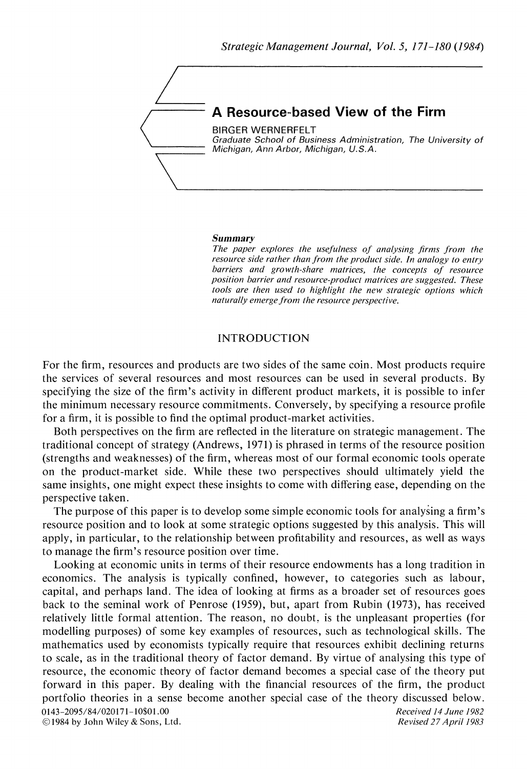# A Resource-based View of the Firm

BIRGER WERNERFELT
*Graduate School of Business Administration, The University of Michigan, Ann Arbor, Michigan, U.S.A.*

***Summary***
*The paper explores the usefulness of analysing firms from the resource side rather than from the product side. In analogy to entry barriers and growth-share matrices, the concepts of resource position barrier and resource-product matrices are suggested. These tools are then used to highlight the new strategic options which naturally emerge from the resource perspective.*

## INTRODUCTION

For the firm, resources and products are two sides of the same coin. Most products require the services of several resources and most resources can be used in several products. By specifying the size of the firm's activity in different product markets, it is possible to infer the minimum necessary resource commitments. Conversely, by specifying a resource profile for a firm, it is possible to find the optimal product-market activities.

Both perspectives on the firm are reflected in the literature on strategic management. The traditional concept of strategy (Andrews, 1971) is phrased in terms of the resource position (strengths and weaknesses) of the firm, whereas most of our formal economic tools operate on the product-market side. While these two perspectives should ultimately yield the same insights, one might expect these insights to come with differing ease, depending on the perspective taken.

The purpose of this paper is to develop some simple economic tools for analysing a firm's resource position and to look at some strategic options suggested by this analysis. This will apply, in particular, to the relationship between profitability and resources, as well as ways to manage the firm's resource position over time.

Looking at economic units in terms of their resource endowments has a long tradition in economics. The analysis is typically confined, however, to categories such as labour, capital, and perhaps land. The idea of looking at firms as a broader set of resources goes back to the seminal work of Penrose (1959), but, apart from Rubin (1973), has received relatively little formal attention. The reason, no doubt, is the unpleasant properties (for modelling purposes) of some key examples of resources, such as technological skills. The mathematics used by economists typically require that resources exhibit declining returns to scale, as in the traditional theory of factor demand. By virtue of analysing this type of resource, the economic theory of factor demand becomes a special case of the theory put forward in this paper. By dealing with the financial resources of the firm, the product portfolio theories in a sense become another special case of the theory discussed below.

0143-2095/84/020171-10$01.00
©1984 by John Wiley & Sons, Ltd.

*Received 14 June 1982*
*Revised 27 April 1983*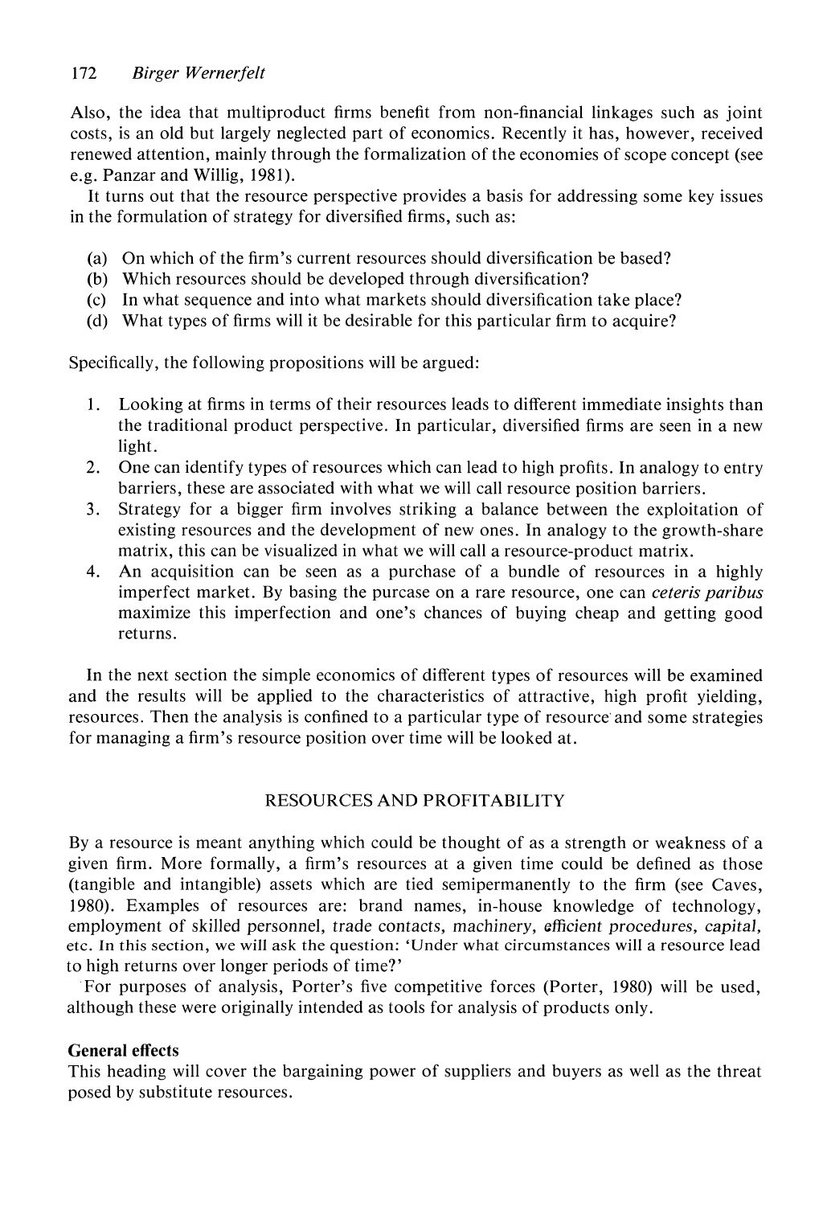Also, the idea that multiproduct firms benefit from non-financial linkages such as joint costs, is an old but largely neglected part of economics. Recently it has, however, received renewed attention, mainly through the formalization of the economies of scope concept (see e.g. Panzar and Willig, 1981).

It turns out that the resource perspective provides a basis for addressing some key issues in the formulation of strategy for diversified firms, such as:

(a) On which of the firm's current resources should diversification be based?
(b) Which resources should be developed through diversification?
(c) In what sequence and into what markets should diversification take place?
(d) What types of firms will it be desirable for this particular firm to acquire?

Specifically, the following propositions will be argued:

1. Looking at firms in terms of their resources leads to different immediate insights than the traditional product perspective. In particular, diversified firms are seen in a new light.
2. One can identify types of resources which can lead to high profits. In analogy to entry barriers, these are associated with what we will call resource position barriers.
3. Strategy for a bigger firm involves striking a balance between the exploitation of existing resources and the development of new ones. In analogy to the growth-share matrix, this can be visualized in what we will call a resource-product matrix.
4. An acquisition can be seen as a purchase of a bundle of resources in a highly imperfect market. By basing the purcase on a rare resource, one can *ceteris paribus* maximize this imperfection and one's chances of buying cheap and getting good returns.

In the next section the simple economics of different types of resources will be examined and the results will be applied to the characteristics of attractive, high profit yielding, resources. Then the analysis is confined to a particular type of resource and some strategies for managing a firm's resource position over time will be looked at.

## RESOURCES AND PROFITABILITY

By a resource is meant anything which could be thought of as a strength or weakness of a given firm. More formally, a firm's resources at a given time could be defined as those (tangible and intangible) assets which are tied semipermanently to the firm (see Caves, 1980). Examples of resources are: brand names, in-house knowledge of technology, employment of skilled personnel, trade contacts, machinery, efficient procedures, capital, etc. In this section, we will ask the question: 'Under what circumstances will a resource lead to high returns over longer periods of time?'

For purposes of analysis, Porter's five competitive forces (Porter, 1980) will be used, although these were originally intended as tools for analysis of products only.

### General effects

This heading will cover the bargaining power of suppliers and buyers as well as the threat posed by substitute resources.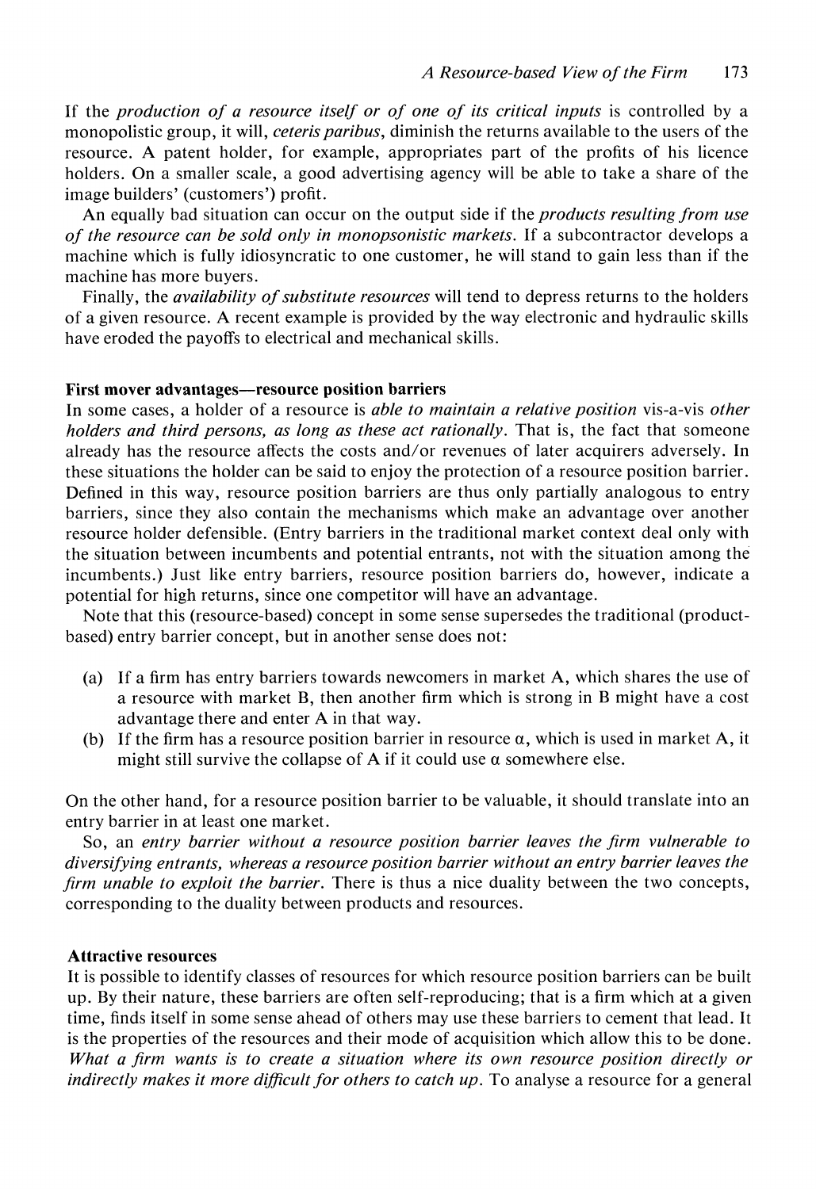If the *production of a resource itself or of one of its critical inputs* is controlled by a monopolistic group, it will, *ceteris paribus*, diminish the returns available to the users of the resource. A patent holder, for example, appropriates part of the profits of his licence holders. On a smaller scale, a good advertising agency will be able to take a share of the image builders' (customers') profit.

An equally bad situation can occur on the output side if the *products resulting from use of the resource can be sold only in monopsonistic markets*. If a subcontractor develops a machine which is fully idiosyncratic to one customer, he will stand to gain less than if the machine has more buyers.

Finally, the *availability of substitute resources* will tend to depress returns to the holders of a given resource. A recent example is provided by the way electronic and hydraulic skills have eroded the payoffs to electrical and mechanical skills.

### First mover advantages—resource position barriers

In some cases, a holder of a resource is *able to maintain a relative position* vis-a-vis *other holders and third persons, as long as these act rationally*. That is, the fact that someone already has the resource affects the costs and/or revenues of later acquirers adversely. In these situations the holder can be said to enjoy the protection of a resource position barrier. Defined in this way, resource position barriers are thus only partially analogous to entry barriers, since they also contain the mechanisms which make an advantage over another resource holder defensible. (Entry barriers in the traditional market context deal only with the situation between incumbents and potential entrants, not with the situation among the incumbents.) Just like entry barriers, resource position barriers do, however, indicate a potential for high returns, since one competitor will have an advantage.

Note that this (resource-based) concept in some sense supersedes the traditional (product-based) entry barrier concept, but in another sense does not:

(a) If a firm has entry barriers towards newcomers in market A, which shares the use of a resource with market B, then another firm which is strong in B might have a cost advantage there and enter A in that way.
(b) If the firm has a resource position barrier in resource $\alpha$, which is used in market A, it might still survive the collapse of A if it could use $\alpha$ somewhere else.

On the other hand, for a resource position barrier to be valuable, it should translate into an entry barrier in at least one market.

So, an *entry barrier without a resource position barrier leaves the firm vulnerable to diversifying entrants, whereas a resource position barrier without an entry barrier leaves the firm unable to exploit the barrier*. There is thus a nice duality between the two concepts, corresponding to the duality between products and resources.

### Attractive resources

It is possible to identify classes of resources for which resource position barriers can be built up. By their nature, these barriers are often self-reproducing; that is a firm which at a given time, finds itself in some sense ahead of others may use these barriers to cement that lead. It is the properties of the resources and their mode of acquisition which allow this to be done. *What a firm wants is to create a situation where its own resource position directly or indirectly makes it more difficult for others to catch up*. To analyse a resource for a general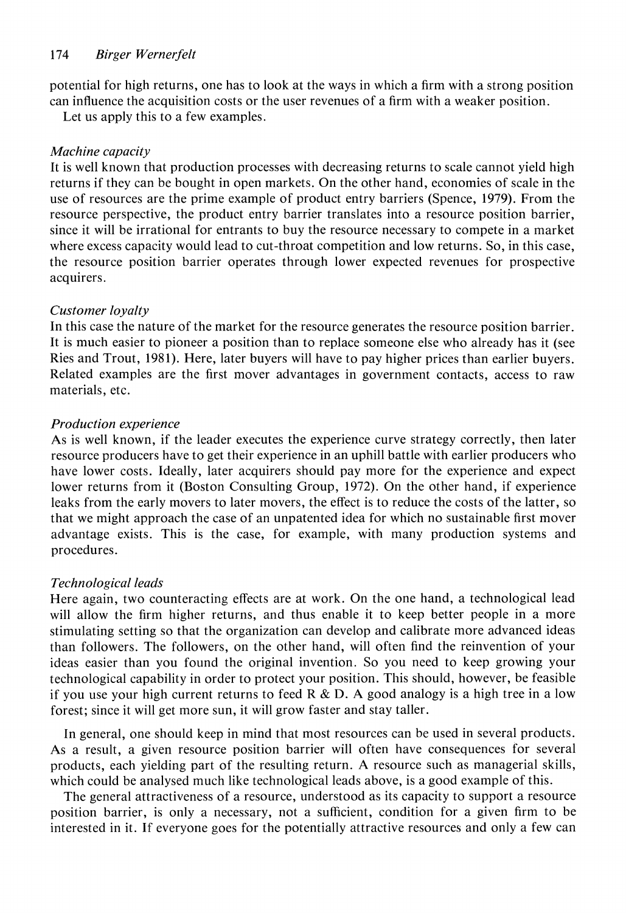potential for high returns, one has to look at the ways in which a firm with a strong position can influence the acquisition costs or the user revenues of a firm with a weaker position.

Let us apply this to a few examples.

*Machine capacity*

It is well known that production processes with decreasing returns to scale cannot yield high returns if they can be bought in open markets. On the other hand, economies of scale in the use of resources are the prime example of product entry barriers (Spence, 1979). From the resource perspective, the product entry barrier translates into a resource position barrier, since it will be irrational for entrants to buy the resource necessary to compete in a market where excess capacity would lead to cut-throat competition and low returns. So, in this case, the resource position barrier operates through lower expected revenues for prospective acquirers.

*Customer loyalty*

In this case the nature of the market for the resource generates the resource position barrier. It is much easier to pioneer a position than to replace someone else who already has it (see Ries and Trout, 1981). Here, later buyers will have to pay higher prices than earlier buyers. Related examples are the first mover advantages in government contacts, access to raw materials, etc.

*Production experience*

As is well known, if the leader executes the experience curve strategy correctly, then later resource producers have to get their experience in an uphill battle with earlier producers who have lower costs. Ideally, later acquirers should pay more for the experience and expect lower returns from it (Boston Consulting Group, 1972). On the other hand, if experience leaks from the early movers to later movers, the effect is to reduce the costs of the latter, so that we might approach the case of an unpatented idea for which no sustainable first mover advantage exists. This is the case, for example, with many production systems and procedures.

*Technological leads*

Here again, two counteracting effects are at work. On the one hand, a technological lead will allow the firm higher returns, and thus enable it to keep better people in a more stimulating setting so that the organization can develop and calibrate more advanced ideas than followers. The followers, on the other hand, will often find the reinvention of your ideas easier than you found the original invention. So you need to keep growing your technological capability in order to protect your position. This should, however, be feasible if you use your high current returns to feed R & D. A good analogy is a high tree in a low forest; since it will get more sun, it will grow faster and stay taller.

In general, one should keep in mind that most resources can be used in several products. As a result, a given resource position barrier will often have consequences for several products, each yielding part of the resulting return. A resource such as managerial skills, which could be analysed much like technological leads above, is a good example of this.

The general attractiveness of a resource, understood as its capacity to support a resource position barrier, is only a necessary, not a sufficient, condition for a given firm to be interested in it. If everyone goes for the potentially attractive resources and only a few can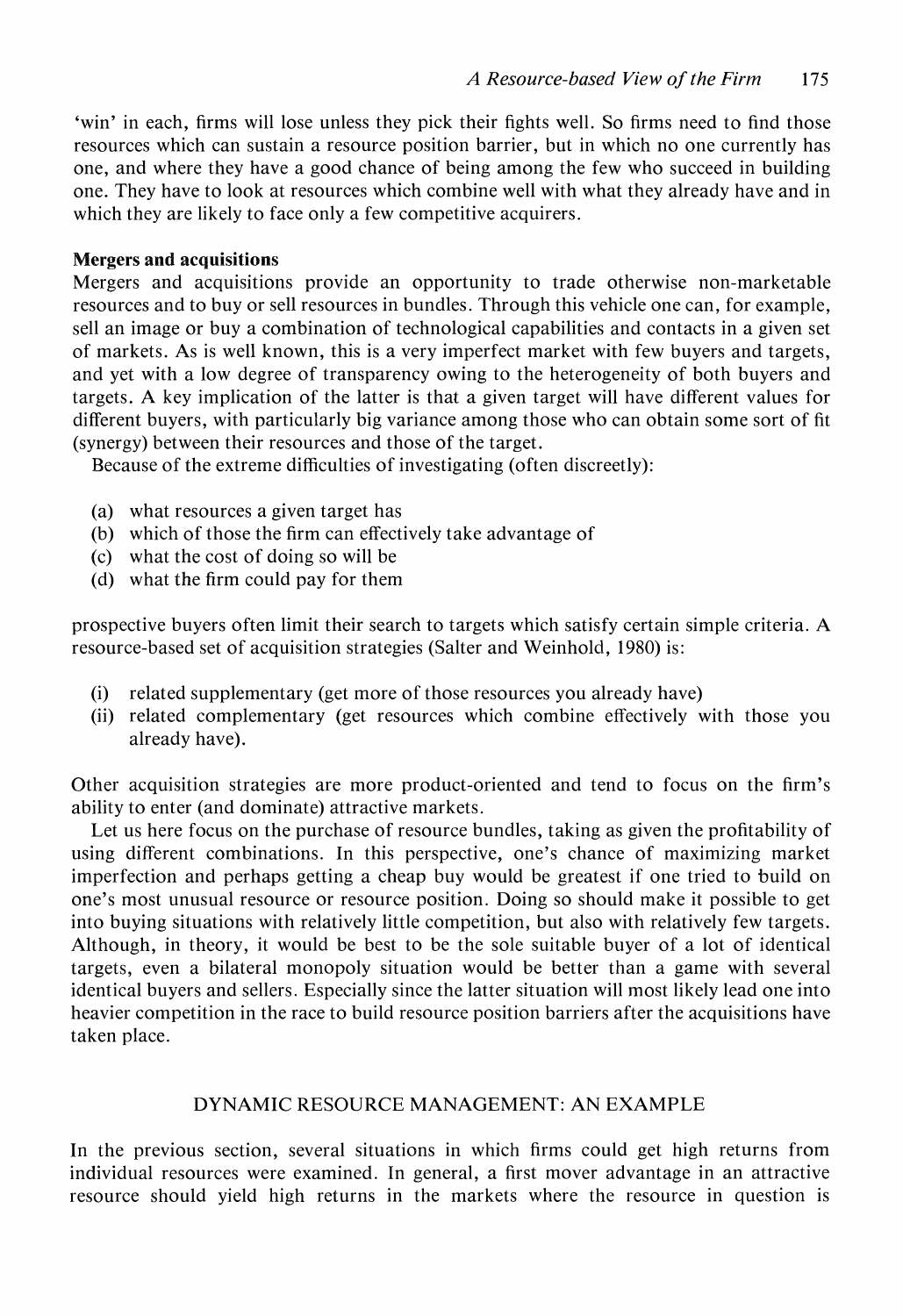'win' in each, firms will lose unless they pick their fights well. So firms need to find those resources which can sustain a resource position barrier, but in which no one currently has one, and where they have a good chance of being among the few who succeed in building one. They have to look at resources which combine well with what they already have and in which they are likely to face only a few competitive acquirers.

**Mergers and acquisitions**

Mergers and acquisitions provide an opportunity to trade otherwise non-marketable resources and to buy or sell resources in bundles. Through this vehicle one can, for example, sell an image or buy a combination of technological capabilities and contacts in a given set of markets. As is well known, this is a very imperfect market with few buyers and targets, and yet with a low degree of transparency owing to the heterogeneity of both buyers and targets. A key implication of the latter is that a given target will have different values for different buyers, with particularly big variance among those who can obtain some sort of fit (synergy) between their resources and those of the target.

Because of the extreme difficulties of investigating (often discreetly):

(a) what resources a given target has
(b) which of those the firm can effectively take advantage of
(c) what the cost of doing so will be
(d) what the firm could pay for them

prospective buyers often limit their search to targets which satisfy certain simple criteria. A resource-based set of acquisition strategies (Salter and Weinhold, 1980) is:

(i) related supplementary (get more of those resources you already have)
(ii) related complementary (get resources which combine effectively with those you already have).

Other acquisition strategies are more product-oriented and tend to focus on the firm's ability to enter (and dominate) attractive markets.

Let us here focus on the purchase of resource bundles, taking as given the profitability of using different combinations. In this perspective, one's chance of maximizing market imperfection and perhaps getting a cheap buy would be greatest if one tried to build on one's most unusual resource or resource position. Doing so should make it possible to get into buying situations with relatively little competition, but also with relatively few targets. Although, in theory, it would be best to be the sole suitable buyer of a lot of identical targets, even a bilateral monopoly situation would be better than a game with several identical buyers and sellers. Especially since the latter situation will most likely lead one into heavier competition in the race to build resource position barriers after the acquisitions have taken place.

## DYNAMIC RESOURCE MANAGEMENT: AN EXAMPLE

In the previous section, several situations in which firms could get high returns from individual resources were examined. In general, a first mover advantage in an attractive resource should yield high returns in the markets where the resource in question is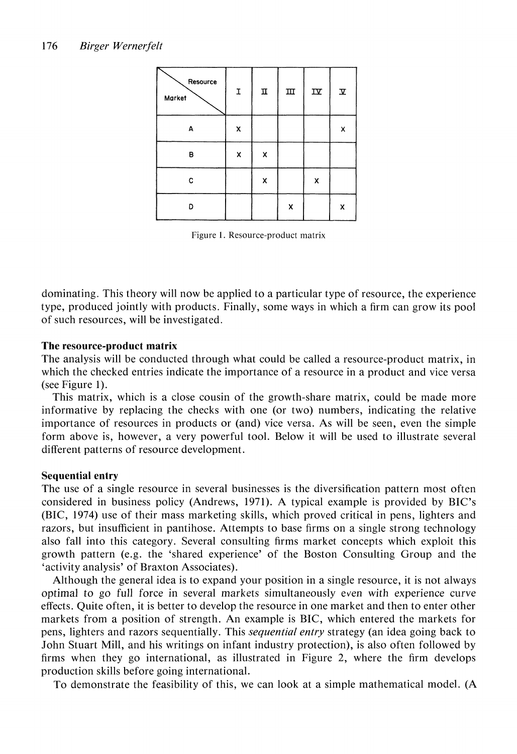| Resource / Market | I | II | III | IV | V |
|---|---|---|---|---|---|
| A | X | | | | X |
| B | X | X | | | |
| C | | X | | X | |
| D | | | X | | X |

Figure 1. Resource-product matrix

dominating. This theory will now be applied to a particular type of resource, the experience type, produced jointly with products. Finally, some ways in which a firm can grow its pool of such resources, will be investigated.

**The resource-product matrix**

The analysis will be conducted through what could be called a resource-product matrix, in which the checked entries indicate the importance of a resource in a product and vice versa (see Figure 1).

This matrix, which is a close cousin of the growth-share matrix, could be made more informative by replacing the checks with one (or two) numbers, indicating the relative importance of resources in products or (and) vice versa. As will be seen, even the simple form above is, however, a very powerful tool. Below it will be used to illustrate several different patterns of resource development.

**Sequential entry**

The use of a single resource in several businesses is the diversification pattern most often considered in business policy (Andrews, 1971). A typical example is provided by BIC's (BIC, 1974) use of their mass marketing skills, which proved critical in pens, lighters and razors, but insufficient in pantihose. Attempts to base firms on a single strong technology also fall into this category. Several consulting firms market concepts which exploit this growth pattern (e.g. the 'shared experience' of the Boston Consulting Group and the 'activity analysis' of Braxton Associates).

Although the general idea is to expand your position in a single resource, it is not always optimal to go full force in several markets simultaneously even with experience curve effects. Quite often, it is better to develop the resource in one market and then to enter other markets from a position of strength. An example is BIC, which entered the markets for pens, lighters and razors sequentially. This *sequential entry* strategy (an idea going back to John Stuart Mill, and his writings on infant industry protection), is also often followed by firms when they go international, as illustrated in Figure 2, where the firm develops production skills before going international.

To demonstrate the feasibility of this, we can look at a simple mathematical model. (A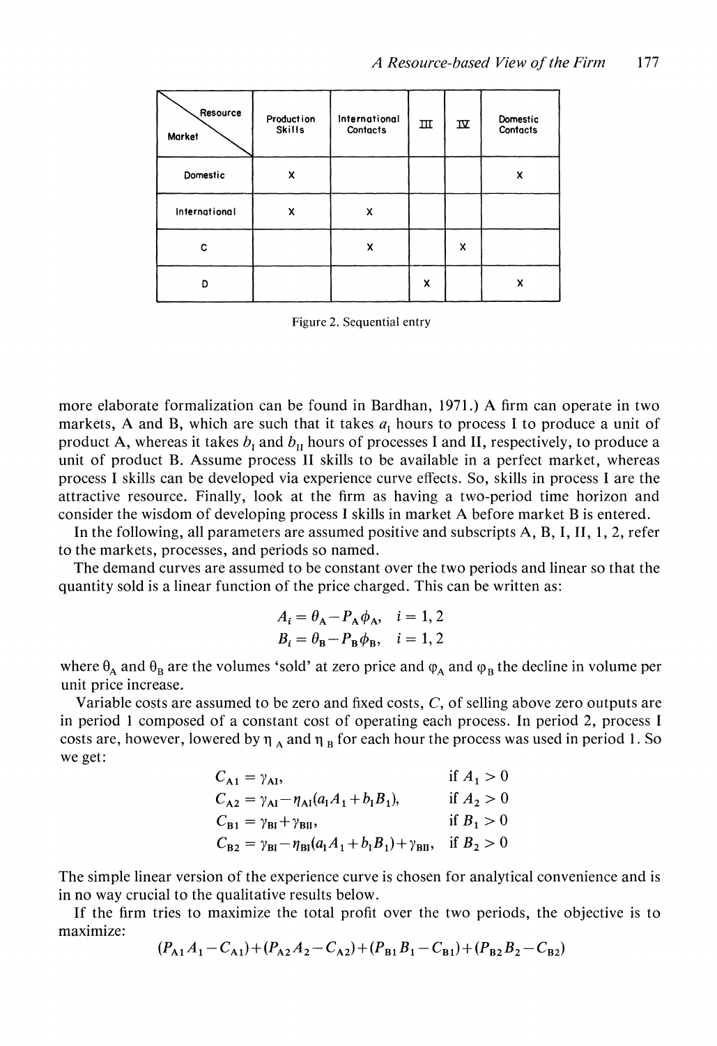| Resource / Market | Production Skills | International Contacts | III | IV | Domestic Contacts |
|---|---|---|---|---|---|
| Domestic | X | | | | X |
| International | X | X | | | |
| C | | X | | X | |
| D | | | X | | X |

Figure 2. Sequential entry

more elaborate formalization can be found in Bardhan, 1971.) A firm can operate in two markets, A and B, which are such that it takes $a_{\text{I}}$ hours to process I to produce a unit of product A, whereas it takes $b_{\text{I}}$ and $b_{\text{II}}$ hours of processes I and II, respectively, to produce a unit of product B. Assume process II skills to be available in a perfect market, whereas process I skills can be developed via experience curve effects. So, skills in process I are the attractive resource. Finally, look at the firm as having a two-period time horizon and consider the wisdom of developing process I skills in market A before market B is entered.

In the following, all parameters are assumed positive and subscripts A, B, I, II, 1, 2, refer to the markets, processes, and periods so named.

The demand curves are assumed to be constant over the two periods and linear so that the quantity sold is a linear function of the price charged. This can be written as:

$$A_i = \theta_A - P_A \phi_A, \quad i = 1, 2$$
$$B_i = \theta_B - P_B \phi_B, \quad i = 1, 2$$

where $\theta_A$ and $\theta_B$ are the volumes 'sold' at zero price and $\varphi_A$ and $\varphi_B$ the decline in volume per unit price increase.

Variable costs are assumed to be zero and fixed costs, $C$, of selling above zero outputs are in period 1 composed of a constant cost of operating each process. In period 2, process I costs are, however, lowered by $\eta_A$ and $\eta_B$ for each hour the process was used in period 1. So we get:

$$C_{A1} = \gamma_{AI}, \qquad \text{if } A_1 > 0$$
$$C_{A2} = \gamma_{AI} - \eta_{AI}(a_I A_1 + b_I B_1), \qquad \text{if } A_2 > 0$$
$$C_{B1} = \gamma_{BI} + \gamma_{BII}, \qquad \text{if } B_1 > 0$$
$$C_{B2} = \gamma_{BI} - \eta_{BI}(a_I A_1 + b_I B_1) + \gamma_{BII}, \qquad \text{if } B_2 > 0$$

The simple linear version of the experience curve is chosen for analytical convenience and is in no way crucial to the qualitative results below.

If the firm tries to maximize the total profit over the two periods, the objective is to maximize:

$$(P_{A1}A_1 - C_{A1}) + (P_{A2}A_2 - C_{A2}) + (P_{B1}B_1 - C_{B1}) + (P_{B2}B_2 - C_{B2})$$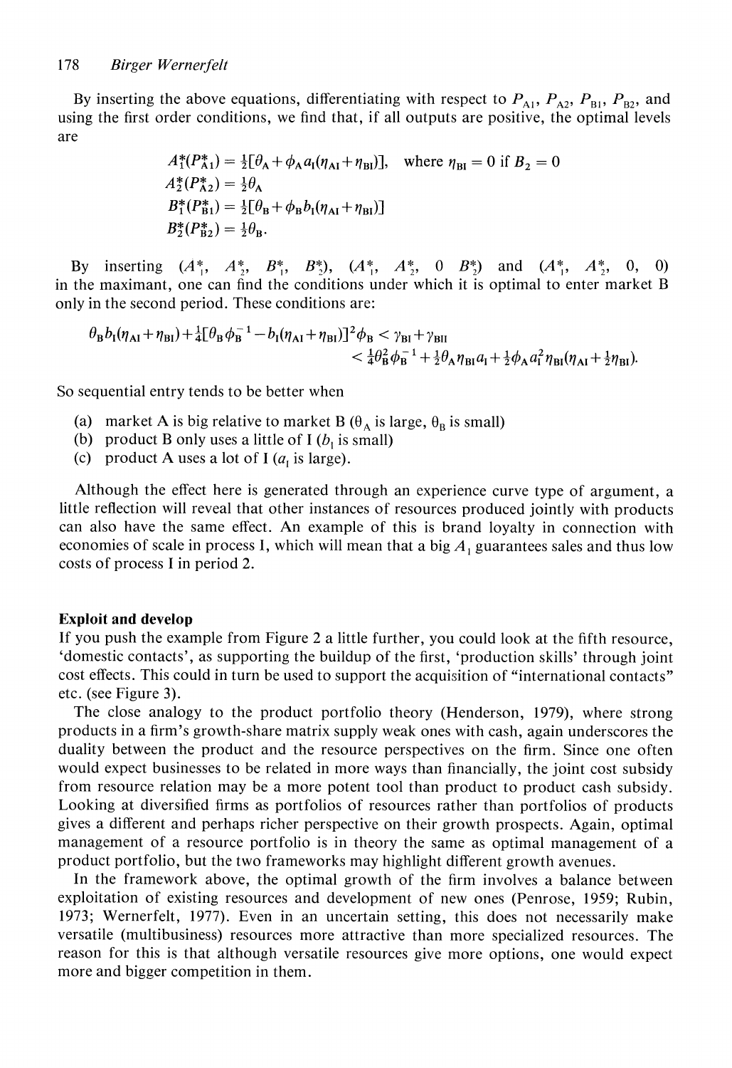By inserting the above equations, differentiating with respect to $P_{A1}$, $P_{A2}$, $P_{B1}$, $P_{B2}$, and using the first order conditions, we find that, if all outputs are positive, the optimal levels are

$$A_1^*(P_{A1}^*) = \tfrac{1}{2}[\theta_A + \phi_A a_I(\eta_{AI} + \eta_{BI})], \quad \text{where } \eta_{BI} = 0 \text{ if } B_2 = 0$$
$$A_2^*(P_{A2}^*) = \tfrac{1}{2}\theta_A$$
$$B_1^*(P_{B1}^*) = \tfrac{1}{2}[\theta_B + \phi_B b_I(\eta_{AI} + \eta_{BI})]$$
$$B_2^*(P_{B2}^*) = \tfrac{1}{2}\theta_B.$$

By inserting $(A_1^*, A_2^*, B_1^*, B_2^*)$, $(A_1^*, A_2^*, 0\ B_2^*)$ and $(A_1^*, A_2^*, 0, 0)$ in the maximant, one can find the conditions under which it is optimal to enter market B only in the second period. These conditions are:

$$\theta_B b_I(\eta_{AI} + \eta_{BI}) + \tfrac{1}{4}[\theta_B \phi_B^{-1} - b_I(\eta_{AI} + \eta_{BI})]^2 \phi_B < \gamma_{BI} + \gamma_{BII}$$
$$< \tfrac{1}{4}\theta_B^2 \phi_B^{-1} + \tfrac{1}{2}\theta_A \eta_{BI} a_I + \tfrac{1}{2}\phi_A a_I^2 \eta_{BI}(\eta_{AI} + \tfrac{1}{2}\eta_{BI}).$$

So sequential entry tends to be better when

(a) market A is big relative to market B ($\theta_A$ is large, $\theta_B$ is small)
(b) product B only uses a little of I ($b_I$ is small)
(c) product A uses a lot of I ($a_I$ is large).

Although the effect here is generated through an experience curve type of argument, a little reflection will reveal that other instances of resources produced jointly with products can also have the same effect. An example of this is brand loyalty in connection with economies of scale in process I, which will mean that a big $A_1$ guarantees sales and thus low costs of process I in period 2.

**Exploit and develop**

If you push the example from Figure 2 a little further, you could look at the fifth resource, 'domestic contacts', as supporting the buildup of the first, 'production skills' through joint cost effects. This could in turn be used to support the acquisition of "international contacts" etc. (see Figure 3).

The close analogy to the product portfolio theory (Henderson, 1979), where strong products in a firm's growth-share matrix supply weak ones with cash, again underscores the duality between the product and the resource perspectives on the firm. Since one often would expect businesses to be related in more ways than financially, the joint cost subsidy from resource relation may be a more potent tool than product to product cash subsidy. Looking at diversified firms as portfolios of resources rather than portfolios of products gives a different and perhaps richer perspective on their growth prospects. Again, optimal management of a resource portfolio is in theory the same as optimal management of a product portfolio, but the two frameworks may highlight different growth avenues.

In the framework above, the optimal growth of the firm involves a balance between exploitation of existing resources and development of new ones (Penrose, 1959; Rubin, 1973; Wernerfelt, 1977). Even in an uncertain setting, this does not necessarily make versatile (multibusiness) resources more attractive than more specialized resources. The reason for this is that although versatile resources give more options, one would expect more and bigger competition in them.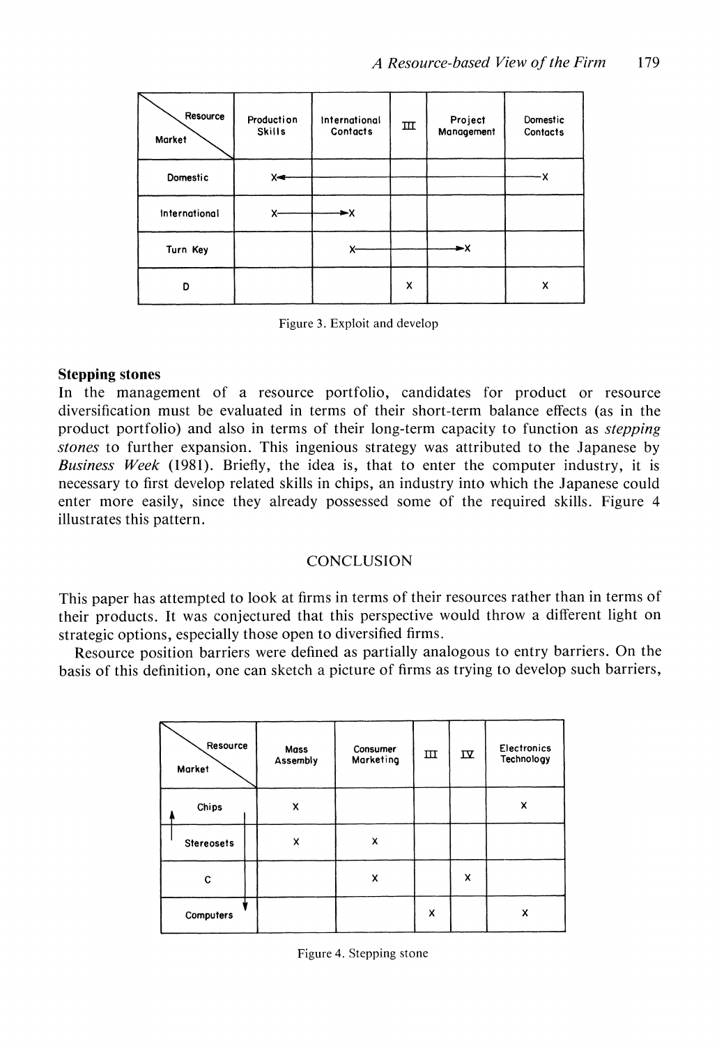| Market \ Resource | Production Skills | International Contacts | III | Project Management | Domestic Contacts |
|---|---|---|---|---|---|
| Domestic | X◄ | ——— | ——— | ——— | ——X |
| International | X—— | ——►X | | | |
| Turn Key | | X—— | ——— | ——►X | |
| D | | | X | | X |

Figure 3. Exploit and develop

### Stepping stones

In the management of a resource portfolio, candidates for product or resource diversification must be evaluated in terms of their short-term balance effects (as in the product portfolio) and also in terms of their long-term capacity to function as *stepping stones* to further expansion. This ingenious strategy was attributed to the Japanese by *Business Week* (1981). Briefly, the idea is, that to enter the computer industry, it is necessary to first develop related skills in chips, an industry into which the Japanese could enter more easily, since they already possessed some of the required skills. Figure 4 illustrates this pattern.

## CONCLUSION

This paper has attempted to look at firms in terms of their resources rather than in terms of their products. It was conjectured that this perspective would throw a different light on strategic options, especially those open to diversified firms.

Resource position barriers were defined as partially analogous to entry barriers. On the basis of this definition, one can sketch a picture of firms as trying to develop such barriers,

| Market \ Resource | Mass Assembly | Consumer Marketing | III | IV | Electronics Technology |
|---|---|---|---|---|---|
| ↑ Chips | X | | | | X |
| Stereosets | X | X | | | |
| C | | X | | X | |
| Computers ↓ | | | X | | X |

Figure 4. Stepping stone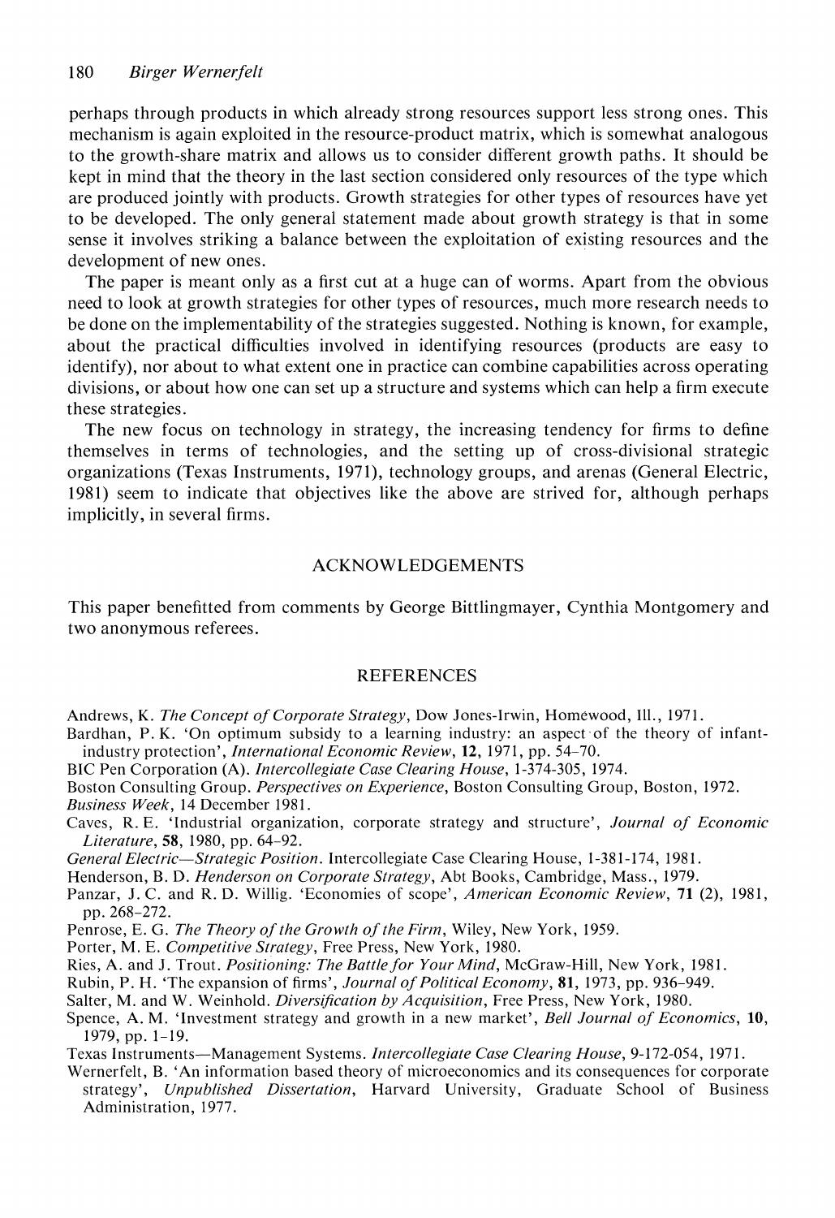perhaps through products in which already strong resources support less strong ones. This mechanism is again exploited in the resource-product matrix, which is somewhat analogous to the growth-share matrix and allows us to consider different growth paths. It should be kept in mind that the theory in the last section considered only resources of the type which are produced jointly with products. Growth strategies for other types of resources have yet to be developed. The only general statement made about growth strategy is that in some sense it involves striking a balance between the exploitation of existing resources and the development of new ones.

The paper is meant only as a first cut at a huge can of worms. Apart from the obvious need to look at growth strategies for other types of resources, much more research needs to be done on the implementability of the strategies suggested. Nothing is known, for example, about the practical difficulties involved in identifying resources (products are easy to identify), nor about to what extent one in practice can combine capabilities across operating divisions, or about how one can set up a structure and systems which can help a firm execute these strategies.

The new focus on technology in strategy, the increasing tendency for firms to define themselves in terms of technologies, and the setting up of cross-divisional strategic organizations (Texas Instruments, 1971), technology groups, and arenas (General Electric, 1981) seem to indicate that objectives like the above are strived for, although perhaps implicitly, in several firms.

## ACKNOWLEDGEMENTS

This paper benefitted from comments by George Bittlingmayer, Cynthia Montgomery and two anonymous referees.

## REFERENCES

Andrews, K. *The Concept of Corporate Strategy*, Dow Jones-Irwin, Homewood, Ill., 1971.

Bardhan, P. K. 'On optimum subsidy to a learning industry: an aspect of the theory of infant-industry protection', *International Economic Review*, **12**, 1971, pp. 54–70.

BIC Pen Corporation (A). *Intercollegiate Case Clearing House*, 1-374-305, 1974.

Boston Consulting Group. *Perspectives on Experience*, Boston Consulting Group, Boston, 1972.

*Business Week*, 14 December 1981.

Caves, R. E. 'Industrial organization, corporate strategy and structure', *Journal of Economic Literature*, **58**, 1980, pp. 64–92.

*General Electric—Strategic Position*. Intercollegiate Case Clearing House, 1-381-174, 1981.

Henderson, B. D. *Henderson on Corporate Strategy*, Abt Books, Cambridge, Mass., 1979.

Panzar, J. C. and R. D. Willig. 'Economies of scope', *American Economic Review*, **71** (2), 1981, pp. 268–272.

Penrose, E. G. *The Theory of the Growth of the Firm*, Wiley, New York, 1959.

Porter, M. E. *Competitive Strategy*, Free Press, New York, 1980.

Ries, A. and J. Trout. *Positioning: The Battle for Your Mind*, McGraw-Hill, New York, 1981.

Rubin, P. H. 'The expansion of firms', *Journal of Political Economy*, **81**, 1973, pp. 936–949.

Salter, M. and W. Weinhold. *Diversification by Acquisition*, Free Press, New York, 1980.

Spence, A. M. 'Investment strategy and growth in a new market', *Bell Journal of Economics*, **10**, 1979, pp. 1–19.

Texas Instruments—Management Systems. *Intercollegiate Case Clearing House*, 9-172-054, 1971.

Wernerfelt, B. 'An information based theory of microeconomics and its consequences for corporate strategy', *Unpublished Dissertation*, Harvard University, Graduate School of Business Administration, 1977.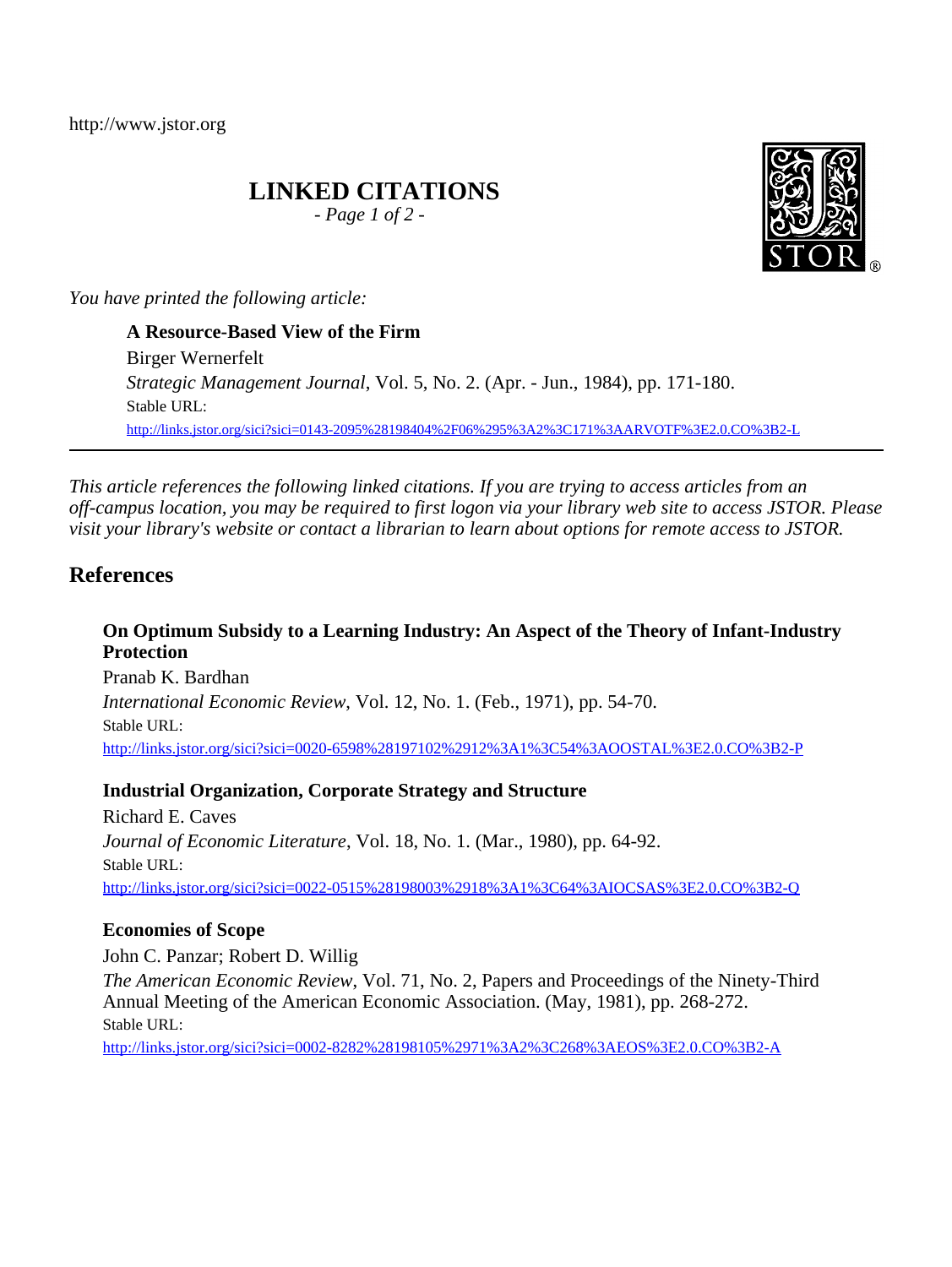http://www.jstor.org

# LINKED CITATIONS

*- Page 1 of 2 -*

*You have printed the following article:*

**A Resource-Based View of the Firm**
Birger Wernerfelt
*Strategic Management Journal*, Vol. 5, No. 2. (Apr. - Jun., 1984), pp. 171-180.
Stable URL:
http://links.jstor.org/sici?sici=0143-2095%28198404%2F06%295%3A2%3C171%3AARVOTF%3E2.0.CO%3B2-L

---

*This article references the following linked citations. If you are trying to access articles from an off-campus location, you may be required to first logon via your library web site to access JSTOR. Please visit your library's website or contact a librarian to learn about options for remote access to JSTOR.*

## References

**On Optimum Subsidy to a Learning Industry: An Aspect of the Theory of Infant-Industry Protection**
Pranab K. Bardhan
*International Economic Review*, Vol. 12, No. 1. (Feb., 1971), pp. 54-70.
Stable URL:
http://links.jstor.org/sici?sici=0020-6598%28197102%2912%3A1%3C54%3AOOSTAL%3E2.0.CO%3B2-P

**Industrial Organization, Corporate Strategy and Structure**
Richard E. Caves
*Journal of Economic Literature*, Vol. 18, No. 1. (Mar., 1980), pp. 64-92.
Stable URL:
http://links.jstor.org/sici?sici=0022-0515%28198003%2918%3A1%3C64%3AIOCSAS%3E2.0.CO%3B2-Q

**Economies of Scope**
John C. Panzar; Robert D. Willig
*The American Economic Review*, Vol. 71, No. 2, Papers and Proceedings of the Ninety-Third Annual Meeting of the American Economic Association. (May, 1981), pp. 268-272.
Stable URL:
http://links.jstor.org/sici?sici=0002-8282%28198105%2971%3A2%3C268%3AEOS%3E2.0.CO%3B2-A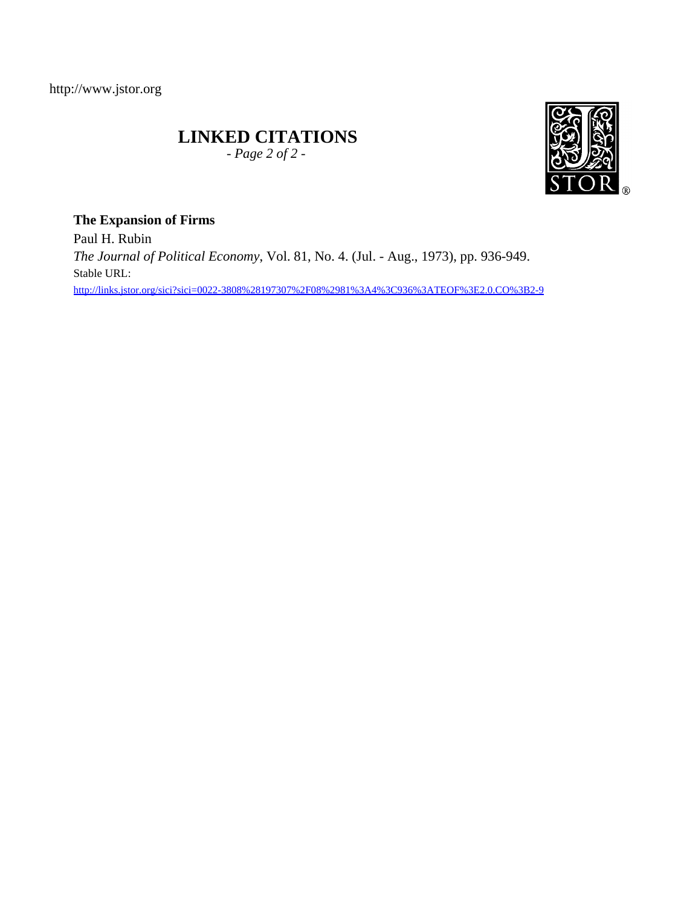http://www.jstor.org

# LINKED CITATIONS

**The Expansion of Firms**

Paul H. Rubin

*The Journal of Political Economy*, Vol. 81, No. 4. (Jul. - Aug., 1973), pp. 936-949.

Stable URL:

http://links.jstor.org/sici?sici=0022-3808%28197307%2F08%2981%3A4%3C936%3ATEOF%3E2.0.CO%3B2-9